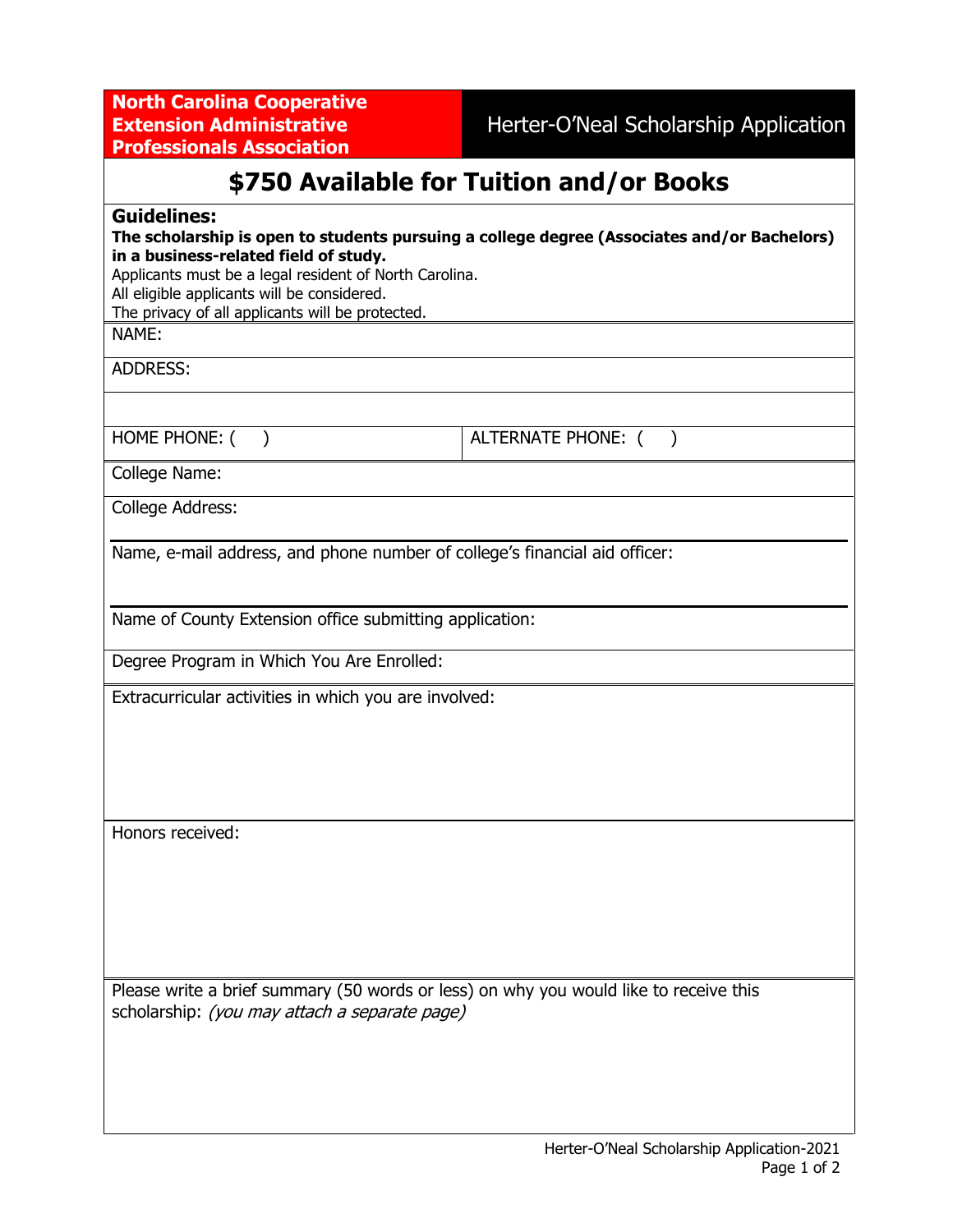**North Carolina Cooperative Extension Administrative Professionals Association**

Herter-O'Neal Scholarship Application

# $750 Available for Tuition and/or Books

**Guidelines:**

**The scholarship is open to students pursuing a college degree (Associates and/or Bachelors) in a business-related field of study.**

Applicants must be a legal resident of North Carolina.
All eligible applicants will be considered.
The privacy of all applicants will be protected.

NAME:

ADDRESS:

HOME PHONE: (    )

ALTERNATE PHONE: (    )

College Name:

College Address:

Name, e-mail address, and phone number of college's financial aid officer:

Name of County Extension office submitting application:

Degree Program in Which You Are Enrolled:

Extracurricular activities in which you are involved:

Honors received:

Please write a brief summary (50 words or less) on why you would like to receive this scholarship: *(you may attach a separate page)*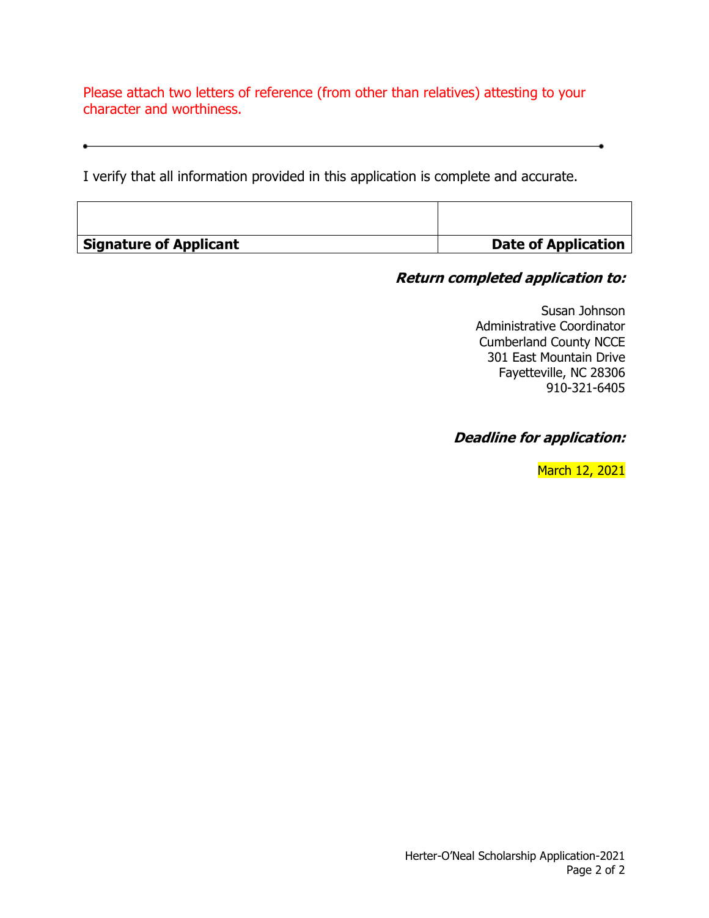Please attach two letters of reference (from other than relatives) attesting to your character and worthiness.

---

I verify that all information provided in this application is complete and accurate.

| | |
|---|---|
| | |
| **Signature of Applicant** | **Date of Application** |

***Return completed application to:***

Susan Johnson
Administrative Coordinator
Cumberland County NCCE
301 East Mountain Drive
Fayetteville, NC 28306
910-321-6405

***Deadline for application:***

March 12, 2021